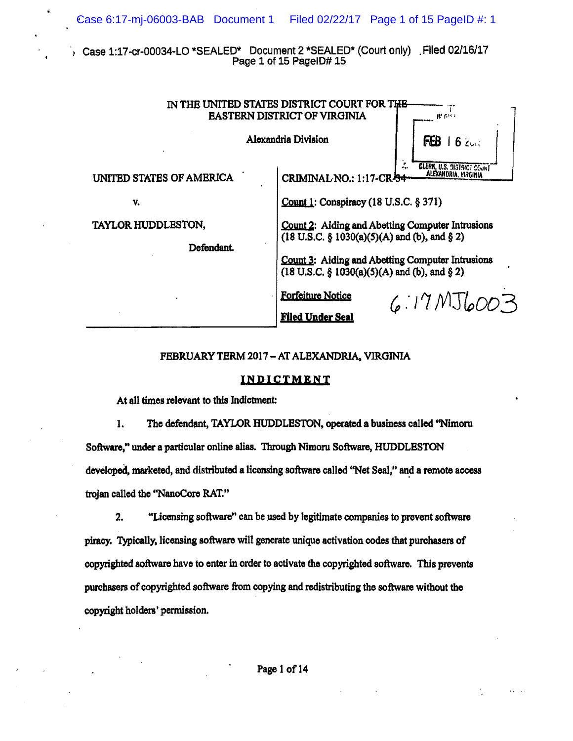IN THE UNITED STATES DISTRICT COURT FOR THE
EASTERN DISTRICT OF VIRGINIA

Alexandria Division

FEB 16 2017

CLERK, U.S. DISTRICT COURT
ALEXANDRIA, VIRGINIA

| | |
|---|---|
| UNITED STATES OF AMERICA | CRIMINAL NO.: 1:17-CR-34 |
| v. | Count 1: Conspiracy (18 U.S.C. § 371) |
| TAYLOR HUDDLESTON, | Count 2: Aiding and Abetting Computer Intrusions (18 U.S.C. § 1030(a)(5)(A) and (b), and § 2) |
| Defendant. | Count 3: Aiding and Abetting Computer Intrusions (18 U.S.C. § 1030(a)(5)(A) and (b), and § 2) |
| | Forfeiture Notice |
| | Filed Under Seal |

6:17MJ6003

FEBRUARY TERM 2017 – AT ALEXANDRIA, VIRGINIA

## INDICTMENT

At all times relevant to this Indictment:

1. The defendant, TAYLOR HUDDLESTON, operated a business called "Nimoru Software," under a particular online alias. Through Nimoru Software, HUDDLESTON developed, marketed, and distributed a licensing software called "Net Seal," and a remote access trojan called the "NanoCore RAT."

2. "Licensing software" can be used by legitimate companies to prevent software piracy. Typically, licensing software will generate unique activation codes that purchasers of copyrighted software have to enter in order to activate the copyrighted software. This prevents purchasers of copyrighted software from copying and redistributing the software without the copyright holders' permission.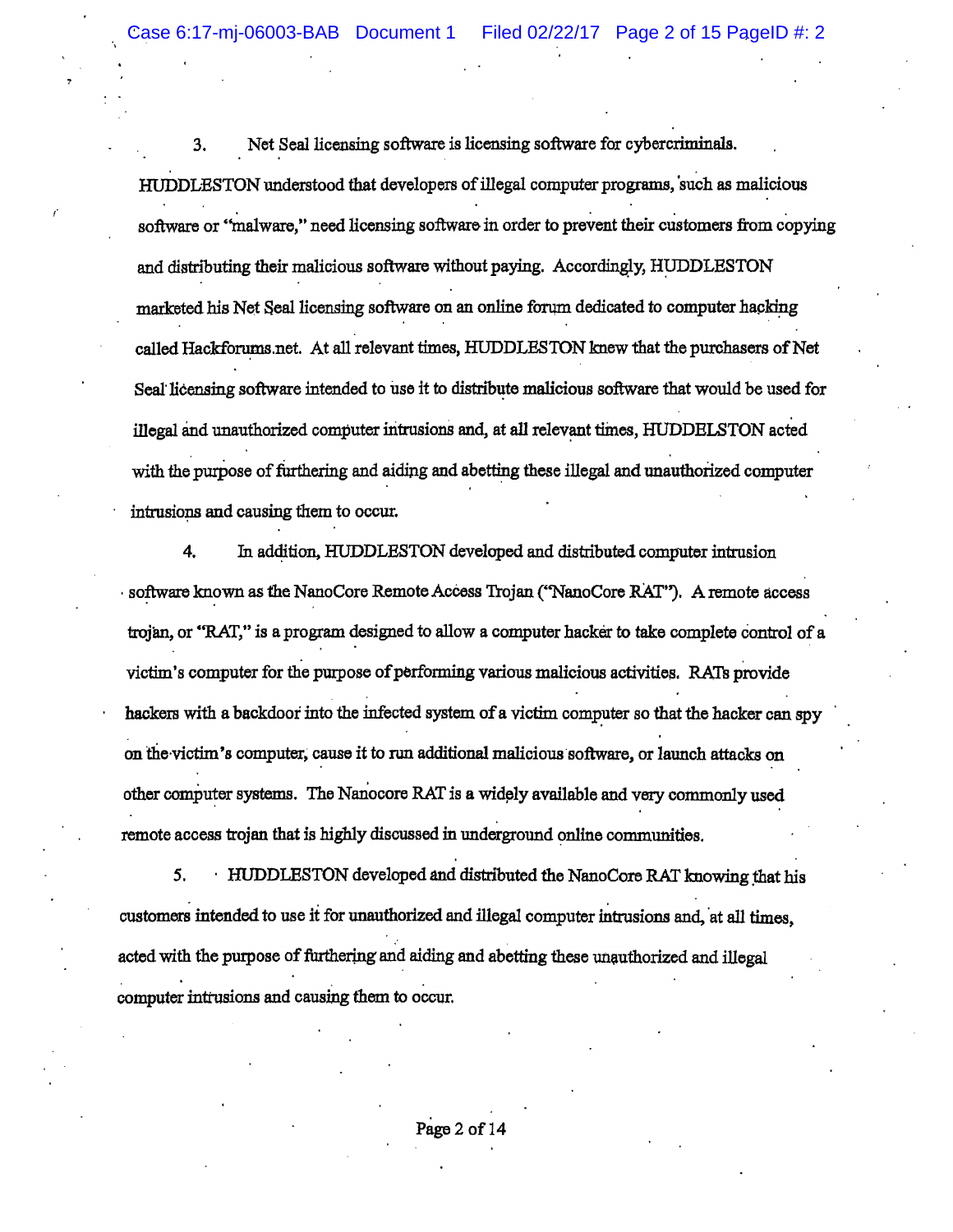3. Net Seal licensing software is licensing software for cybercriminals. HUDDLESTON understood that developers of illegal computer programs, such as malicious software or "malware," need licensing software in order to prevent their customers from copying and distributing their malicious software without paying. Accordingly, HUDDLESTON marketed his Net Seal licensing software on an online forum dedicated to computer hacking called Hackforums.net. At all relevant times, HUDDLESTON knew that the purchasers of Net Seal licensing software intended to use it to distribute malicious software that would be used for illegal and unauthorized computer intrusions and, at all relevant times, HUDDELSTON acted with the purpose of furthering and aiding and abetting these illegal and unauthorized computer intrusions and causing them to occur.

4. In addition, HUDDLESTON developed and distributed computer intrusion software known as the NanoCore Remote Access Trojan ("NanoCore RAT"). A remote access trojan, or "RAT," is a program designed to allow a computer hacker to take complete control of a victim's computer for the purpose of performing various malicious activities. RATs provide hackers with a backdoor into the infected system of a victim computer so that the hacker can spy on the victim's computer, cause it to run additional malicious software, or launch attacks on other computer systems. The Nanocore RAT is a widely available and very commonly used remote access trojan that is highly discussed in underground online communities.

5. HUDDLESTON developed and distributed the NanoCore RAT knowing that his customers intended to use it for unauthorized and illegal computer intrusions and, at all times, acted with the purpose of furthering and aiding and abetting these unauthorized and illegal computer intrusions and causing them to occur.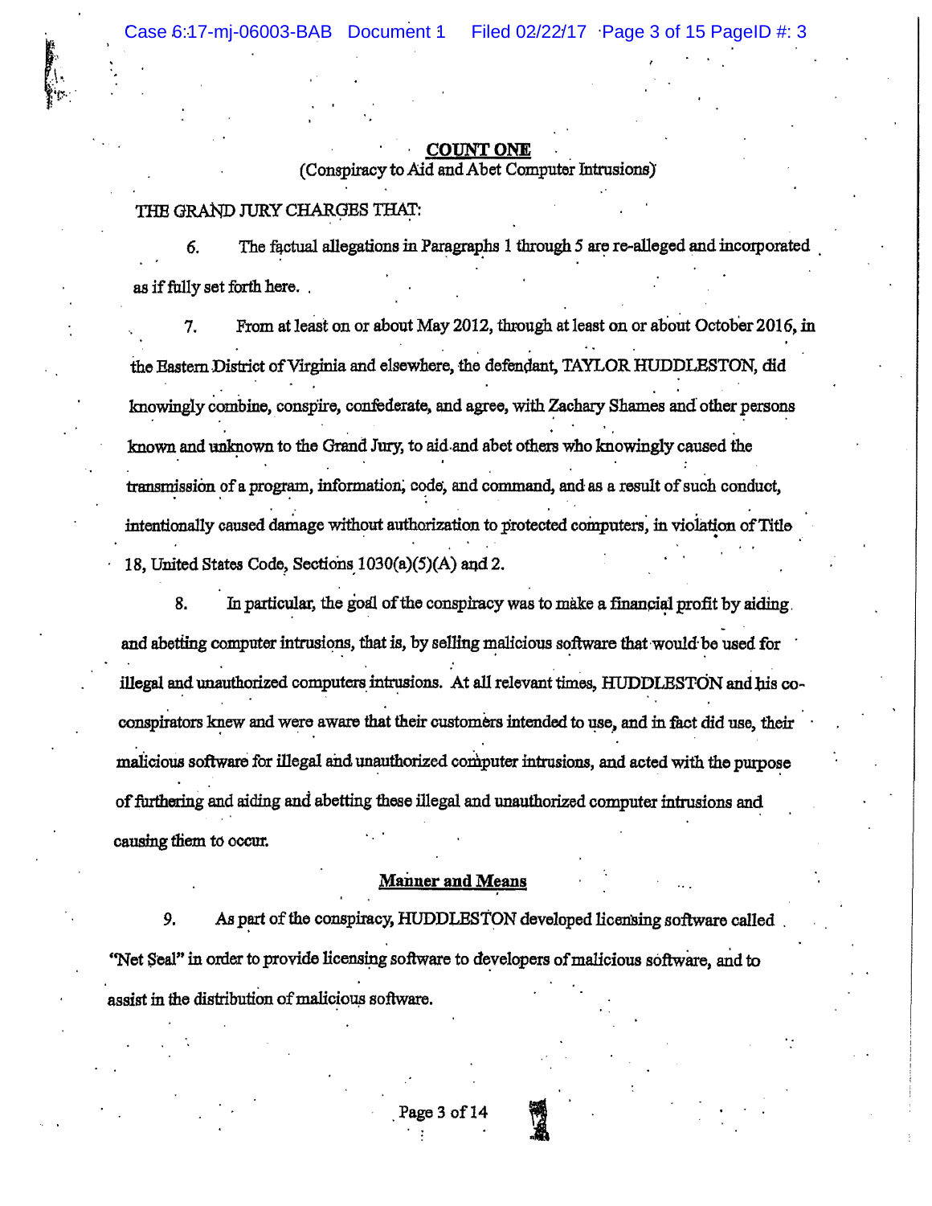**COUNT ONE**

(Conspiracy to Aid and Abet Computer Intrusions)

THE GRAND JURY CHARGES THAT:

6. The factual allegations in Paragraphs 1 through 5 are re-alleged and incorporated as if fully set forth here.

7. From at least on or about May 2012, through at least on or about October 2016, in the Eastern District of Virginia and elsewhere, the defendant, TAYLOR HUDDLESTON, did knowingly combine, conspire, confederate, and agree, with Zachary Shames and other persons known and unknown to the Grand Jury, to aid and abet others who knowingly caused the transmission of a program, information, code, and command, and as a result of such conduct, intentionally caused damage without authorization to protected computers, in violation of Title 18, United States Code, Sections 1030(a)(5)(A) and 2.

8. In particular, the goal of the conspiracy was to make a financial profit by aiding and abetting computer intrusions, that is, by selling malicious software that would be used for illegal and unauthorized computers intrusions. At all relevant times, HUDDLESTON and his co-conspirators knew and were aware that their customers intended to use, and in fact did use, their malicious software for illegal and unauthorized computer intrusions, and acted with the purpose of furthering and aiding and abetting these illegal and unauthorized computer intrusions and causing them to occur.

**Manner and Means**

9. As part of the conspiracy, HUDDLESTON developed licensing software called "Net Seal" in order to provide licensing software to developers of malicious software, and to assist in the distribution of malicious software.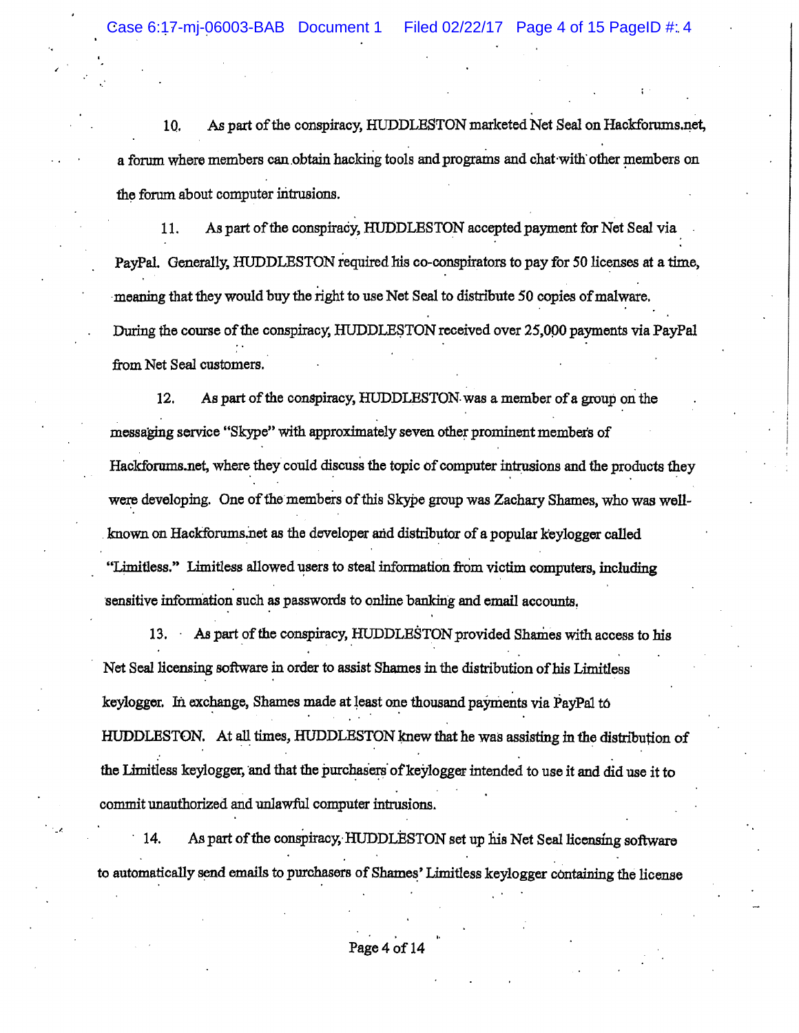10. As part of the conspiracy, HUDDLESTON marketed Net Seal on Hackforums.net, a forum where members can obtain hacking tools and programs and chat with other members on the forum about computer intrusions.

11. As part of the conspiracy, HUDDLESTON accepted payment for Net Seal via PayPal. Generally, HUDDLESTON required his co-conspirators to pay for 50 licenses at a time, meaning that they would buy the right to use Net Seal to distribute 50 copies of malware. During the course of the conspiracy, HUDDLESTON received over 25,000 payments via PayPal from Net Seal customers.

12. As part of the conspiracy, HUDDLESTON was a member of a group on the messaging service "Skype" with approximately seven other prominent members of Hackforums.net, where they could discuss the topic of computer intrusions and the products they were developing. One of the members of this Skype group was Zachary Shames, who was well-known on Hackforums.net as the developer and distributor of a popular keylogger called "Limitless." Limitless allowed users to steal information from victim computers, including sensitive information such as passwords to online banking and email accounts.

13. As part of the conspiracy, HUDDLESTON provided Shames with access to his Net Seal licensing software in order to assist Shames in the distribution of his Limitless keylogger. In exchange, Shames made at least one thousand payments via PayPal to HUDDLESTON. At all times, HUDDLESTON knew that he was assisting in the distribution of the Limitless keylogger, and that the purchasers of keylogger intended to use it and did use it to commit unauthorized and unlawful computer intrusions.

14. As part of the conspiracy, HUDDLESTON set up his Net Seal licensing software to automatically send emails to purchasers of Shames' Limitless keylogger containing the license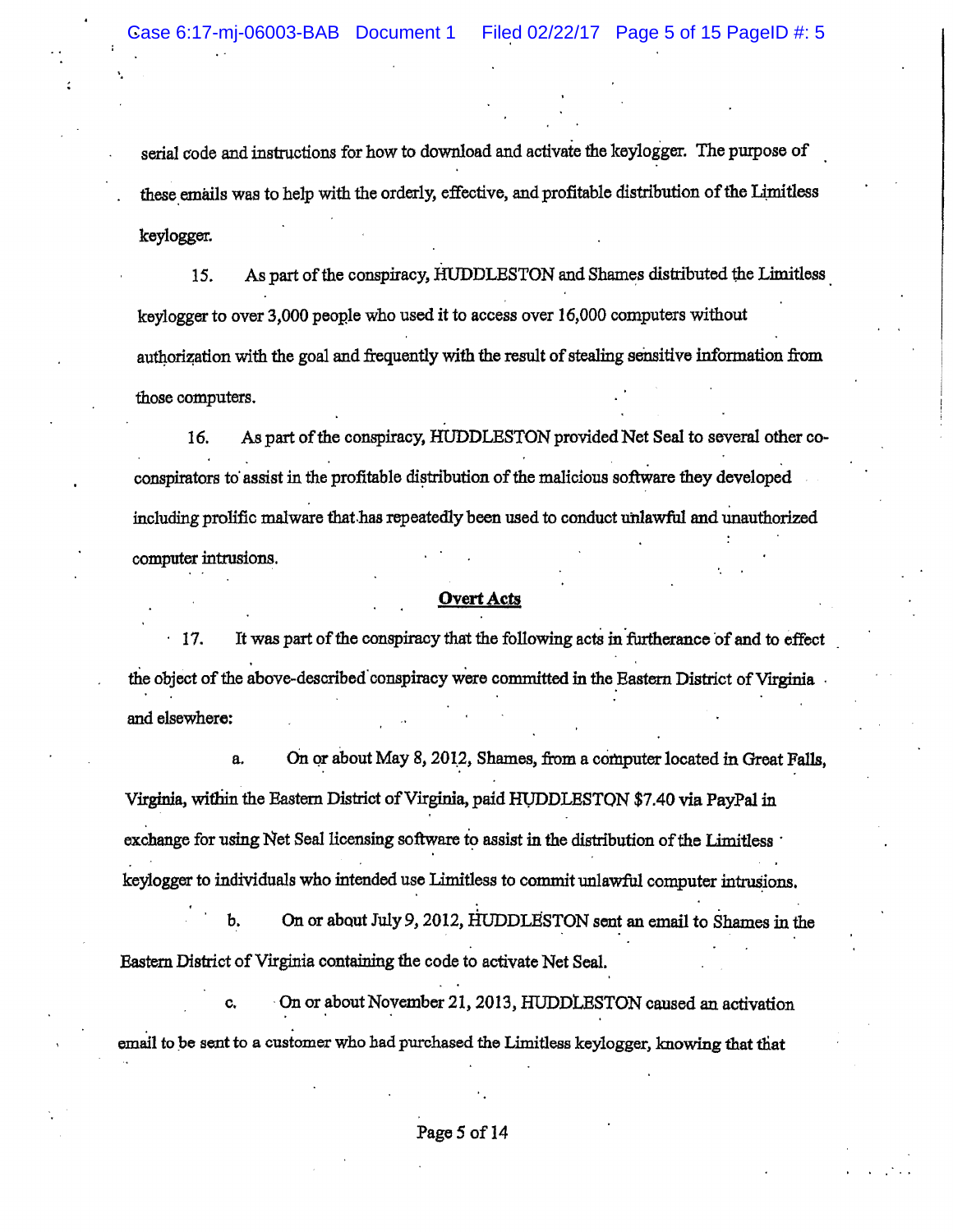serial code and instructions for how to download and activate the keylogger. The purpose of these emails was to help with the orderly, effective, and profitable distribution of the Limitless keylogger.

15. As part of the conspiracy, HUDDLESTON and Shames distributed the Limitless keylogger to over 3,000 people who used it to access over 16,000 computers without authorization with the goal and frequently with the result of stealing sensitive information from those computers.

16. As part of the conspiracy, HUDDLESTON provided Net Seal to several other co-conspirators to assist in the profitable distribution of the malicious software they developed including prolific malware that has repeatedly been used to conduct unlawful and unauthorized computer intrusions.

**Overt Acts**

17. It was part of the conspiracy that the following acts in furtherance of and to effect the object of the above-described conspiracy were committed in the Eastern District of Virginia and elsewhere:

a. On or about May 8, 2012, Shames, from a computer located in Great Falls, Virginia, within the Eastern District of Virginia, paid HUDDLESTON $7.40 via PayPal in exchange for using Net Seal licensing software to assist in the distribution of the Limitless keylogger to individuals who intended use Limitless to commit unlawful computer intrusions.

b. On or about July 9, 2012, HUDDLESTON sent an email to Shames in the Eastern District of Virginia containing the code to activate Net Seal.

c. On or about November 21, 2013, HUDDLESTON caused an activation email to be sent to a customer who had purchased the Limitless keylogger, knowing that that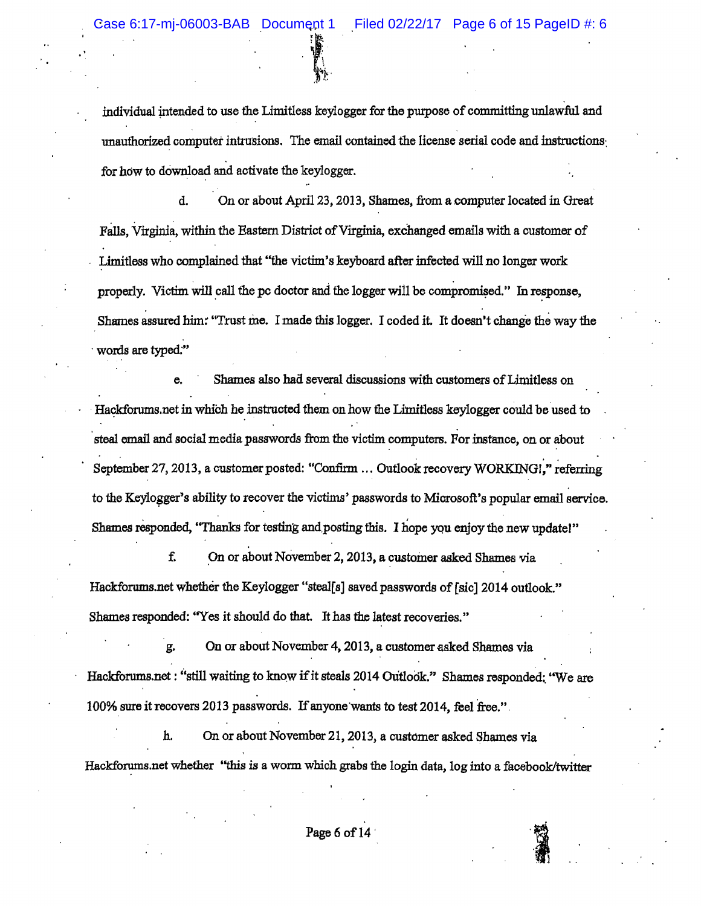individual intended to use the Limitless keylogger for the purpose of committing unlawful and unauthorized computer intrusions. The email contained the license serial code and instructions for how to download and activate the keylogger.

d. On or about April 23, 2013, Shames, from a computer located in Great Falls, Virginia, within the Eastern District of Virginia, exchanged emails with a customer of Limitless who complained that "the victim's keyboard after infected will no longer work properly. Victim will call the pc doctor and the logger will be compromised." In response, Shames assured him: "Trust me. I made this logger. I coded it. It doesn't change the way the words are typed."

e. Shames also had several discussions with customers of Limitless on Hackforums.net in which he instructed them on how the Limitless keylogger could be used to steal email and social media passwords from the victim computers. For instance, on or about September 27, 2013, a customer posted: "Confirm … Outlook recovery WORKING!," referring to the Keylogger's ability to recover the victims' passwords to Microsoft's popular email service. Shames responded, "Thanks for testing and posting this. I hope you enjoy the new update!"

f. On or about November 2, 2013, a customer asked Shames via Hackforums.net whether the Keylogger "steal[s] saved passwords of [sic] 2014 outlook." Shames responded: "Yes it should do that. It has the latest recoveries."

g. On or about November 4, 2013, a customer asked Shames via Hackforums.net : "still waiting to know if it steals 2014 Outlook." Shames responded: "We are 100% sure it recovers 2013 passwords. If anyone wants to test 2014, feel free."

h. On or about November 21, 2013, a customer asked Shames via Hackforums.net whether "this is a worm which grabs the login data, log into a facebook/twitter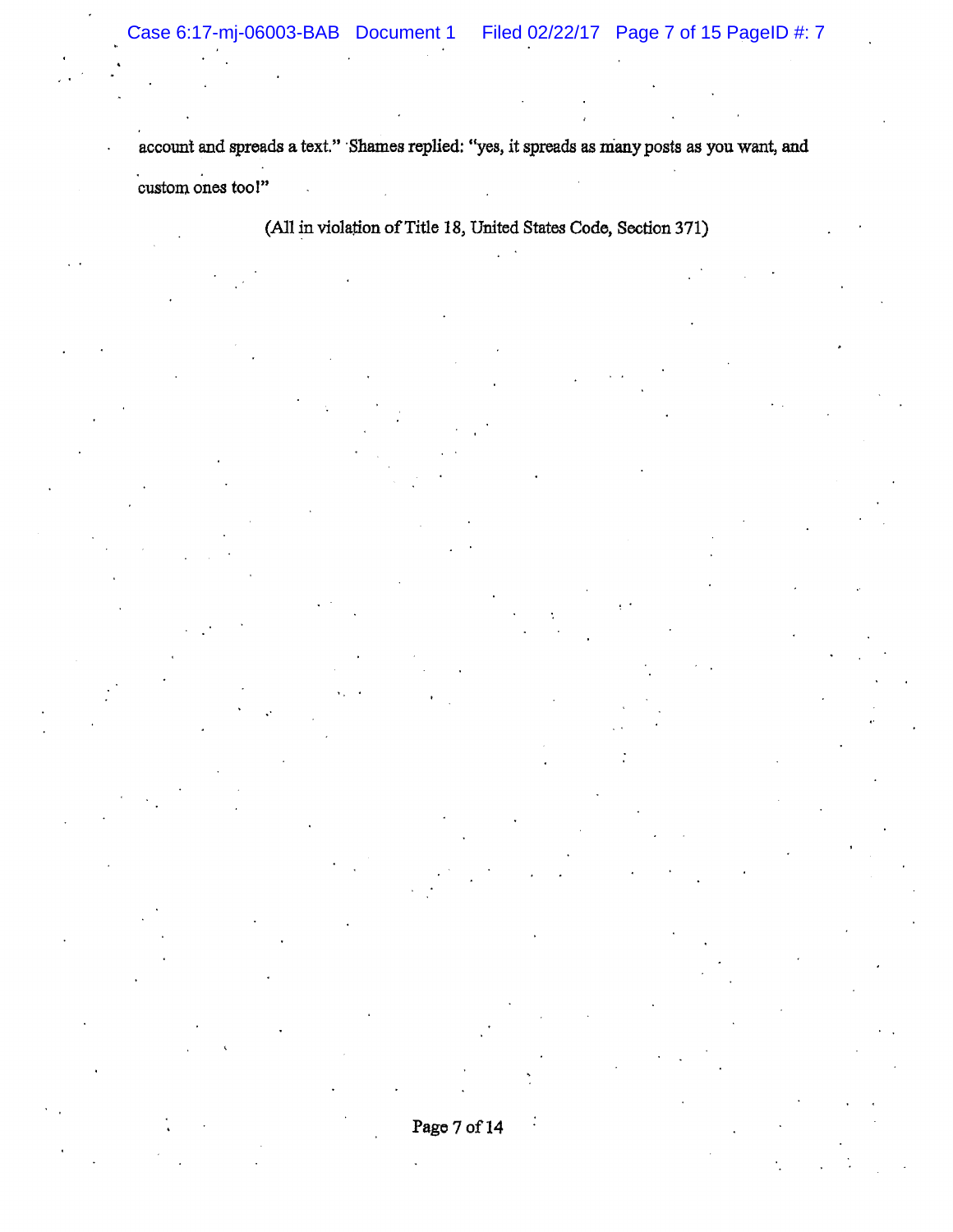account and spreads a text." Shames replied: "yes, it spreads as many posts as you want, and custom ones too!"

(All in violation of Title 18, United States Code, Section 371)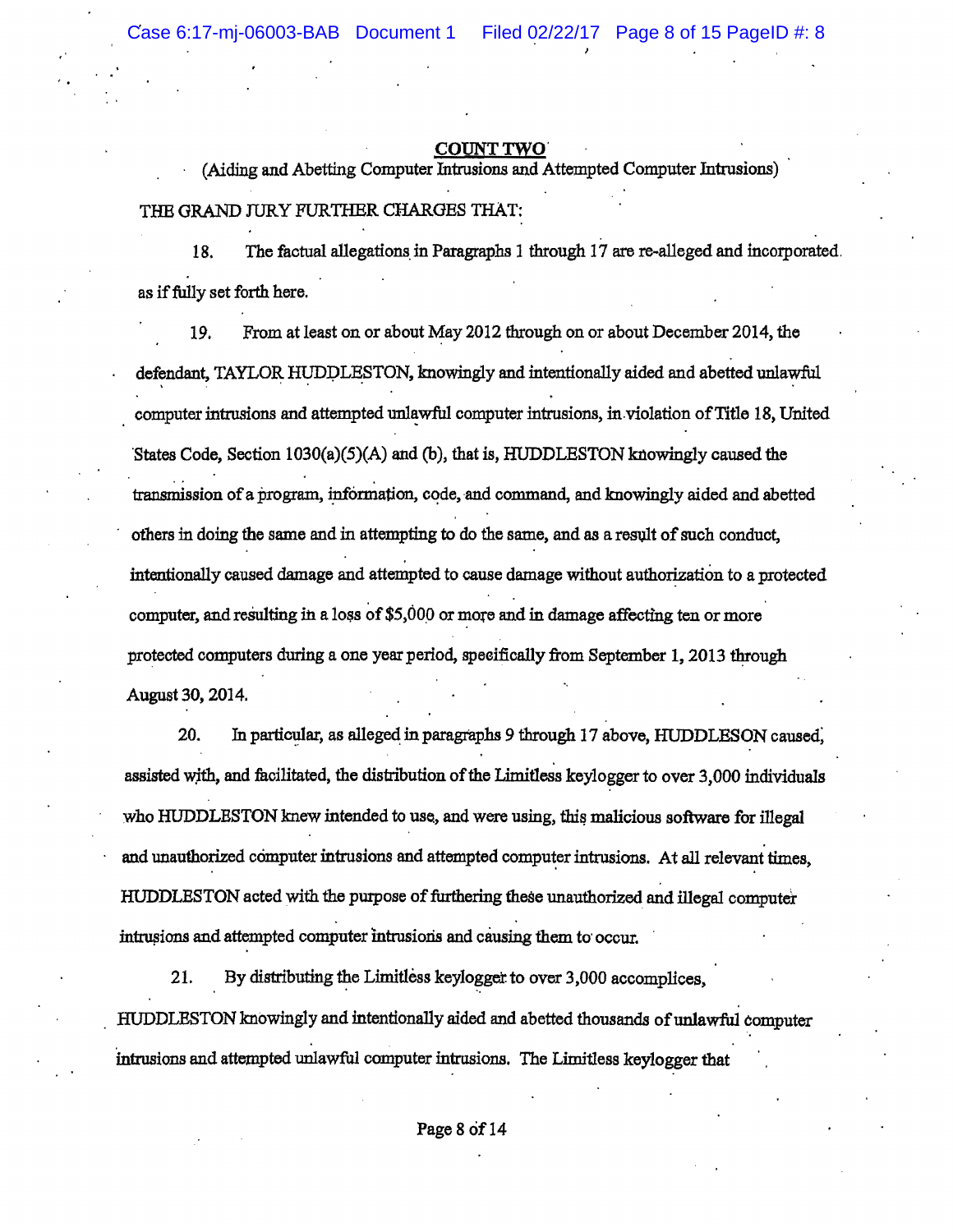**COUNT TWO**

(Aiding and Abetting Computer Intrusions and Attempted Computer Intrusions)

THE GRAND JURY FURTHER CHARGES THAT:

18. The factual allegations in Paragraphs 1 through 17 are re-alleged and incorporated as if fully set forth here.

19. From at least on or about May 2012 through on or about December 2014, the defendant, TAYLOR HUDDLESTON, knowingly and intentionally aided and abetted unlawful computer intrusions and attempted unlawful computer intrusions, in violation of Title 18, United States Code, Section 1030(a)(5)(A) and (b), that is, HUDDLESTON knowingly caused the transmission of a program, information, code, and command, and knowingly aided and abetted others in doing the same and in attempting to do the same, and as a result of such conduct, intentionally caused damage and attempted to cause damage without authorization to a protected computer, and resulting in a loss of $5,000 or more and in damage affecting ten or more protected computers during a one year period, specifically from September 1, 2013 through August 30, 2014.

20. In particular, as alleged in paragraphs 9 through 17 above, HUDDLESON caused, assisted with, and facilitated, the distribution of the Limitless keylogger to over 3,000 individuals who HUDDLESTON knew intended to use, and were using, this malicious software for illegal and unauthorized computer intrusions and attempted computer intrusions. At all relevant times, HUDDLESTON acted with the purpose of furthering these unauthorized and illegal computer intrusions and attempted computer intrusions and causing them to occur.

21. By distributing the Limitless keylogger to over 3,000 accomplices, HUDDLESTON knowingly and intentionally aided and abetted thousands of unlawful computer intrusions and attempted unlawful computer intrusions. The Limitless keylogger that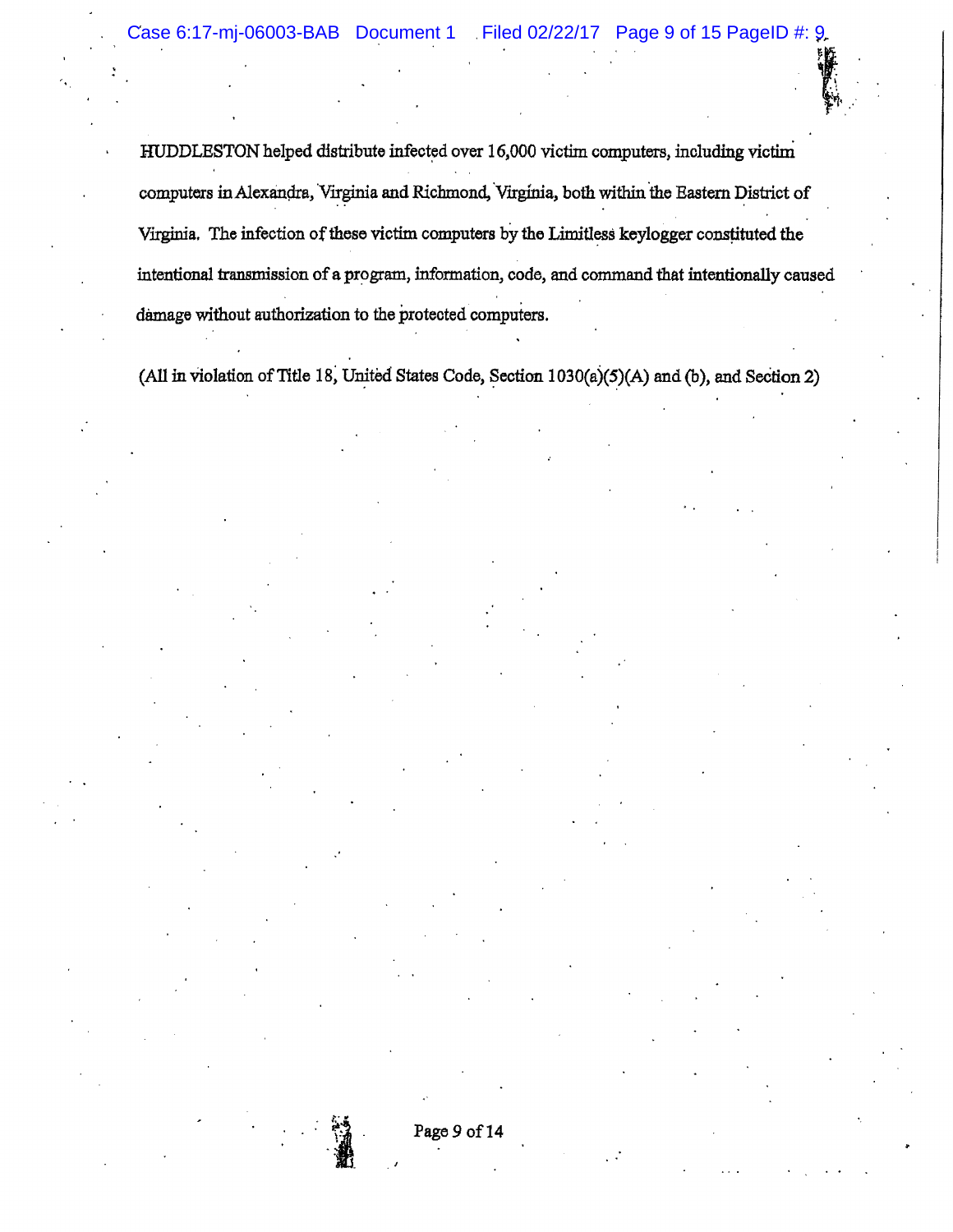HUDDLESTON helped distribute infected over 16,000 victim computers, including victim computers in Alexandra, Virginia and Richmond, Virginia, both within the Eastern District of Virginia. The infection of these victim computers by the Limitless keylogger constituted the intentional transmission of a program, information, code, and command that intentionally caused damage without authorization to the protected computers.

(All in violation of Title 18, United States Code, Section 1030(a)(5)(A) and (b), and Section 2)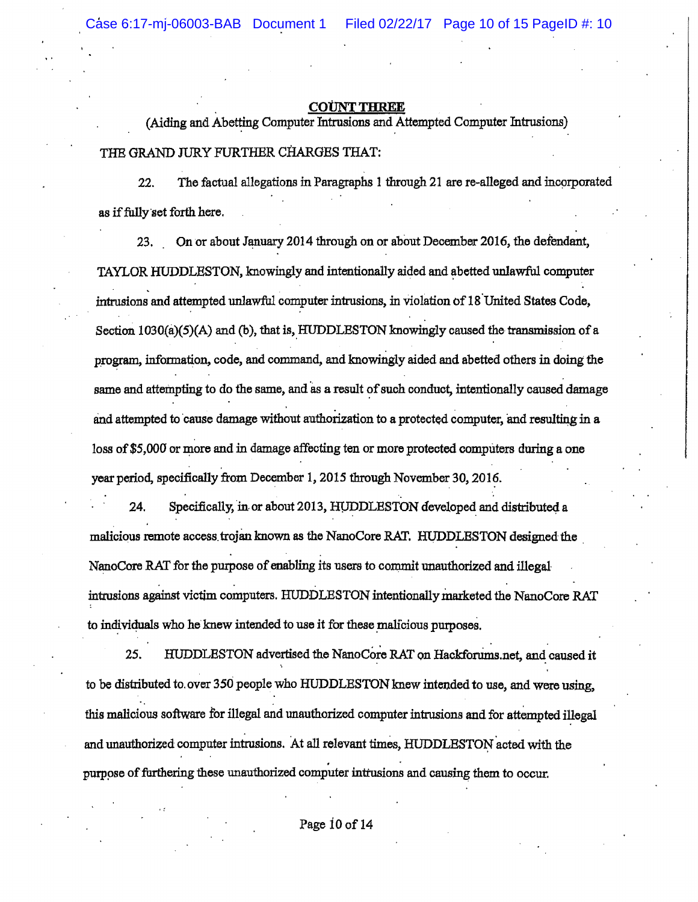**COUNT THREE**

(Aiding and Abetting Computer Intrusions and Attempted Computer Intrusions)

THE GRAND JURY FURTHER CHARGES THAT:

22. The factual allegations in Paragraphs 1 through 21 are re-alleged and incorporated as if fully set forth here.

23. On or about January 2014 through on or about December 2016, the defendant, TAYLOR HUDDLESTON, knowingly and intentionally aided and abetted unlawful computer intrusions and attempted unlawful computer intrusions, in violation of 18 United States Code, Section 1030(a)(5)(A) and (b), that is, HUDDLESTON knowingly caused the transmission of a program, information, code, and command, and knowingly aided and abetted others in doing the same and attempting to do the same, and as a result of such conduct, intentionally caused damage and attempted to cause damage without authorization to a protected computer, and resulting in a loss of $5,000 or more and in damage affecting ten or more protected computers during a one year period, specifically from December 1, 2015 through November 30, 2016.

24. Specifically, in or about 2013, HUDDLESTON developed and distributed a malicious remote access trojan known as the NanoCore RAT. HUDDLESTON designed the NanoCore RAT for the purpose of enabling its users to commit unauthorized and illegal intrusions against victim computers. HUDDLESTON intentionally marketed the NanoCore RAT to individuals who he knew intended to use it for these malicious purposes.

25. HUDDLESTON advertised the NanoCore RAT on Hackforums.net, and caused it to be distributed to over 350 people who HUDDLESTON knew intended to use, and were using, this malicious software for illegal and unauthorized computer intrusions and for attempted illegal and unauthorized computer intrusions. At all relevant times, HUDDLESTON acted with the purpose of furthering these unauthorized computer intrusions and causing them to occur.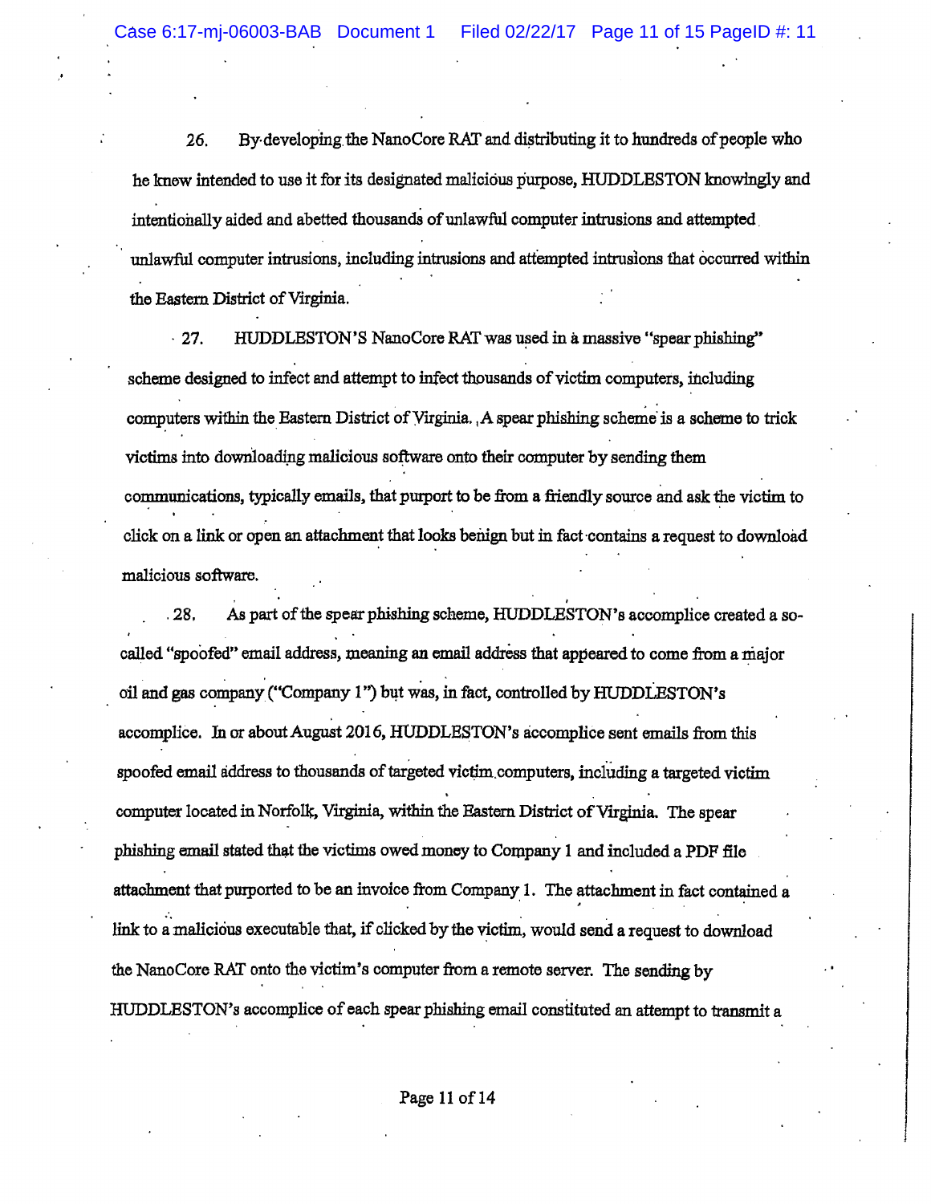26. By developing the NanoCore RAT and distributing it to hundreds of people who he knew intended to use it for its designated malicious purpose, HUDDLESTON knowingly and intentionally aided and abetted thousands of unlawful computer intrusions and attempted unlawful computer intrusions, including intrusions and attempted intrusions that occurred within the Eastern District of Virginia.

27. HUDDLESTON'S NanoCore RAT was used in a massive "spear phishing" scheme designed to infect and attempt to infect thousands of victim computers, including computers within the Eastern District of Virginia. A spear phishing scheme is a scheme to trick victims into downloading malicious software onto their computer by sending them communications, typically emails, that purport to be from a friendly source and ask the victim to click on a link or open an attachment that looks benign but in fact contains a request to download malicious software.

28. As part of the spear phishing scheme, HUDDLESTON's accomplice created a so-called "spoofed" email address, meaning an email address that appeared to come from a major oil and gas company ("Company 1") but was, in fact, controlled by HUDDLESTON's accomplice. In or about August 2016, HUDDLESTON's accomplice sent emails from this spoofed email address to thousands of targeted victim computers, including a targeted victim computer located in Norfolk, Virginia, within the Eastern District of Virginia. The spear phishing email stated that the victims owed money to Company 1 and included a PDF file attachment that purported to be an invoice from Company 1. The attachment in fact contained a link to a malicious executable that, if clicked by the victim, would send a request to download the NanoCore RAT onto the victim's computer from a remote server. The sending by HUDDLESTON's accomplice of each spear phishing email constituted an attempt to transmit a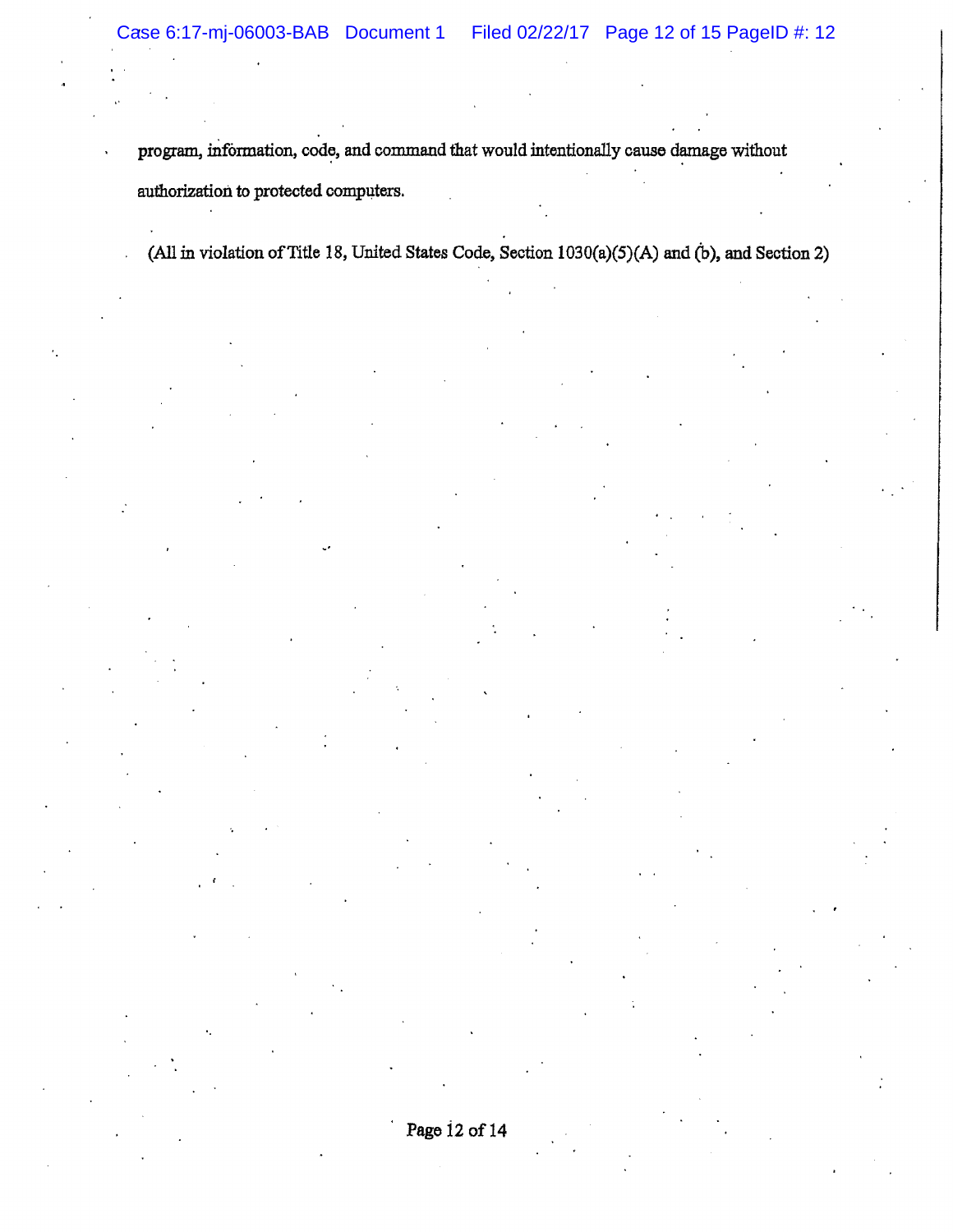program, information, code, and command that would intentionally cause damage without authorization to protected computers.

(All in violation of Title 18, United States Code, Section 1030(a)(5)(A) and (b), and Section 2)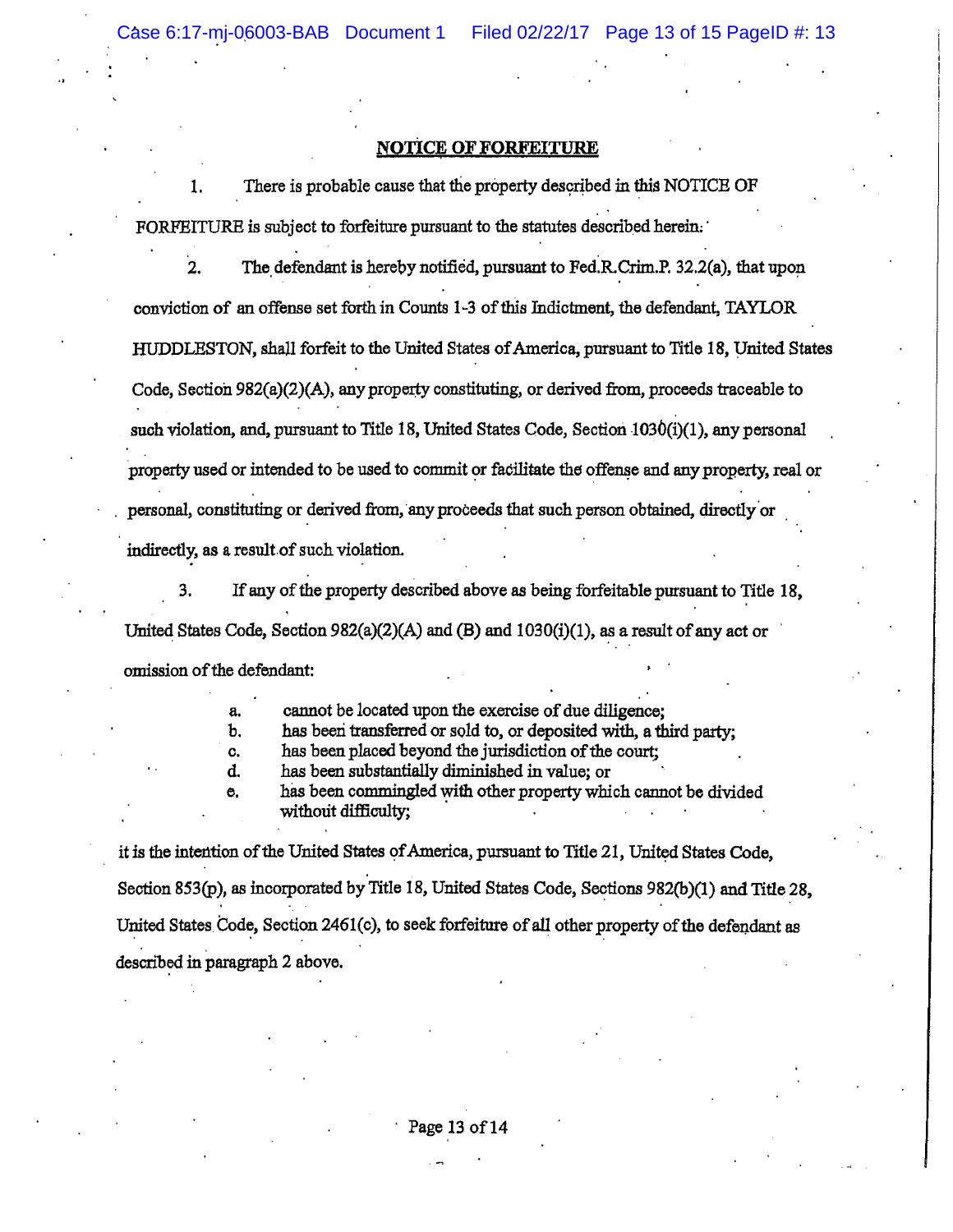## NOTICE OF FORFEITURE

1. There is probable cause that the property described in this NOTICE OF FORFEITURE is subject to forfeiture pursuant to the statutes described herein.

2. The defendant is hereby notified, pursuant to Fed.R.Crim.P. 32.2(a), that upon conviction of an offense set forth in Counts 1-3 of this Indictment, the defendant, TAYLOR HUDDLESTON, shall forfeit to the United States of America, pursuant to Title 18, United States Code, Section 982(a)(2)(A), any property constituting, or derived from, proceeds traceable to such violation, and, pursuant to Title 18, United States Code, Section 1030(i)(1), any personal property used or intended to be used to commit or facilitate the offense and any property, real or personal, constituting or derived from, any proceeds that such person obtained, directly or indirectly, as a result of such violation.

3. If any of the property described above as being forfeitable pursuant to Title 18, United States Code, Section 982(a)(2)(A) and (B) and 1030(i)(1), as a result of any act or omission of the defendant:

   a. cannot be located upon the exercise of due diligence;
   b. has been transferred or sold to, or deposited with, a third party;
   c. has been placed beyond the jurisdiction of the court;
   d. has been substantially diminished in value; or
   e. has been commingled with other property which cannot be divided without difficulty;

it is the intention of the United States of America, pursuant to Title 21, United States Code, Section 853(p), as incorporated by Title 18, United States Code, Sections 982(b)(1) and Title 28, United States Code, Section 2461(c), to seek forfeiture of all other property of the defendant as described in paragraph 2 above.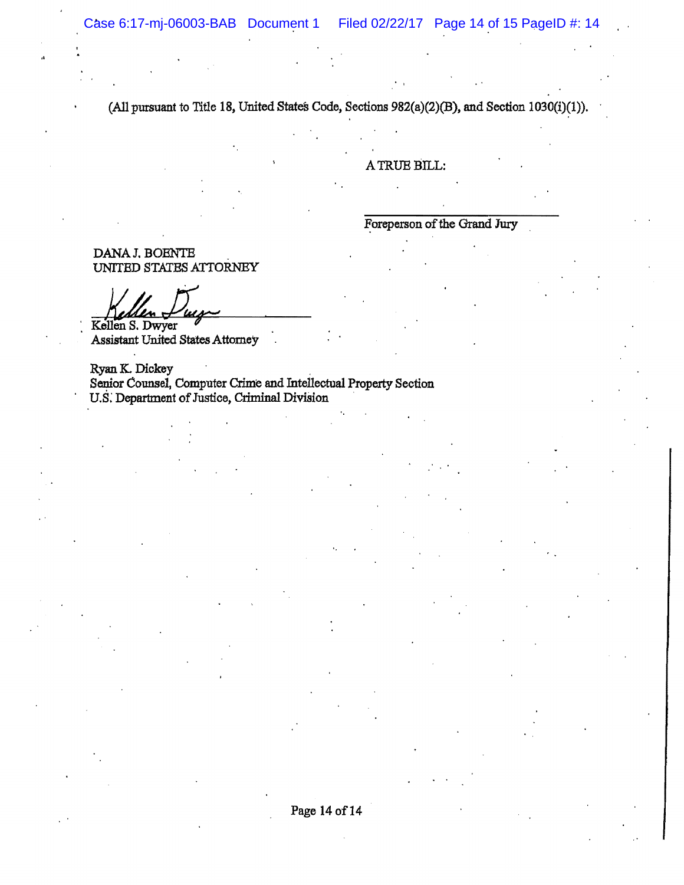(All pursuant to Title 18, United States Code, Sections 982(a)(2)(B), and Section 1030(i)(1)).

A TRUE BILL:

\_\_\_\_\_\_\_\_\_\_\_\_\_\_\_\_\_\_\_\_\_\_\_\_\_\_\_\_\_\_
Foreperson of the Grand Jury

DANA J. BOENTE
UNITED STATES ATTORNEY

Kellen S. Dwyer
Assistant United States Attorney

Ryan K. Dickey
Senior Counsel, Computer Crime and Intellectual Property Section
U.S. Department of Justice, Criminal Division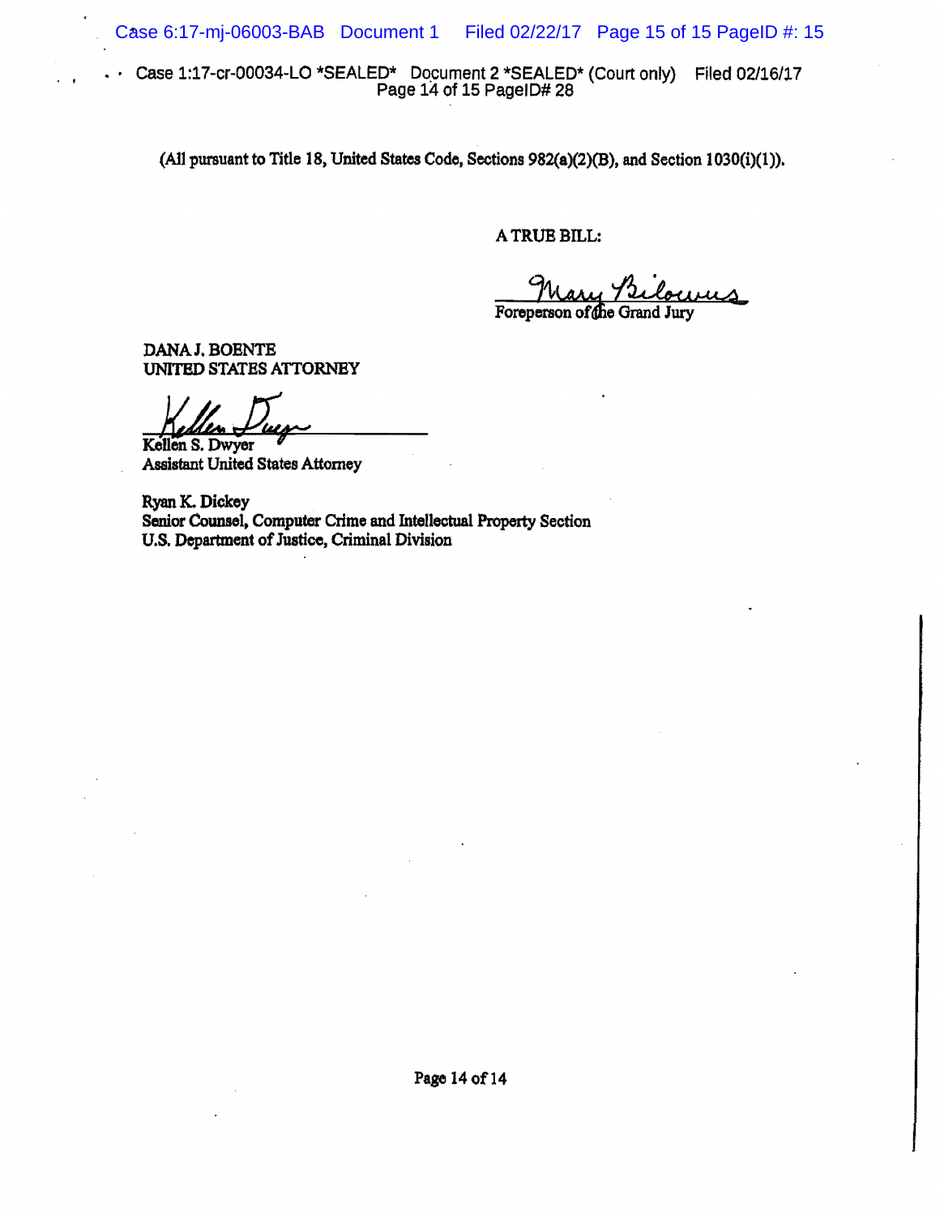(All pursuant to Title 18, United States Code, Sections 982(a)(2)(B), and Section 1030(i)(1)).

A TRUE BILL:

Mary Bilowus
Foreperson of the Grand Jury

DANA J. BOENTE
UNITED STATES ATTORNEY

Kellen Dwyer
Kellen S. Dwyer
Assistant United States Attorney

Ryan K. Dickey
Senior Counsel, Computer Crime and Intellectual Property Section
U.S. Department of Justice, Criminal Division